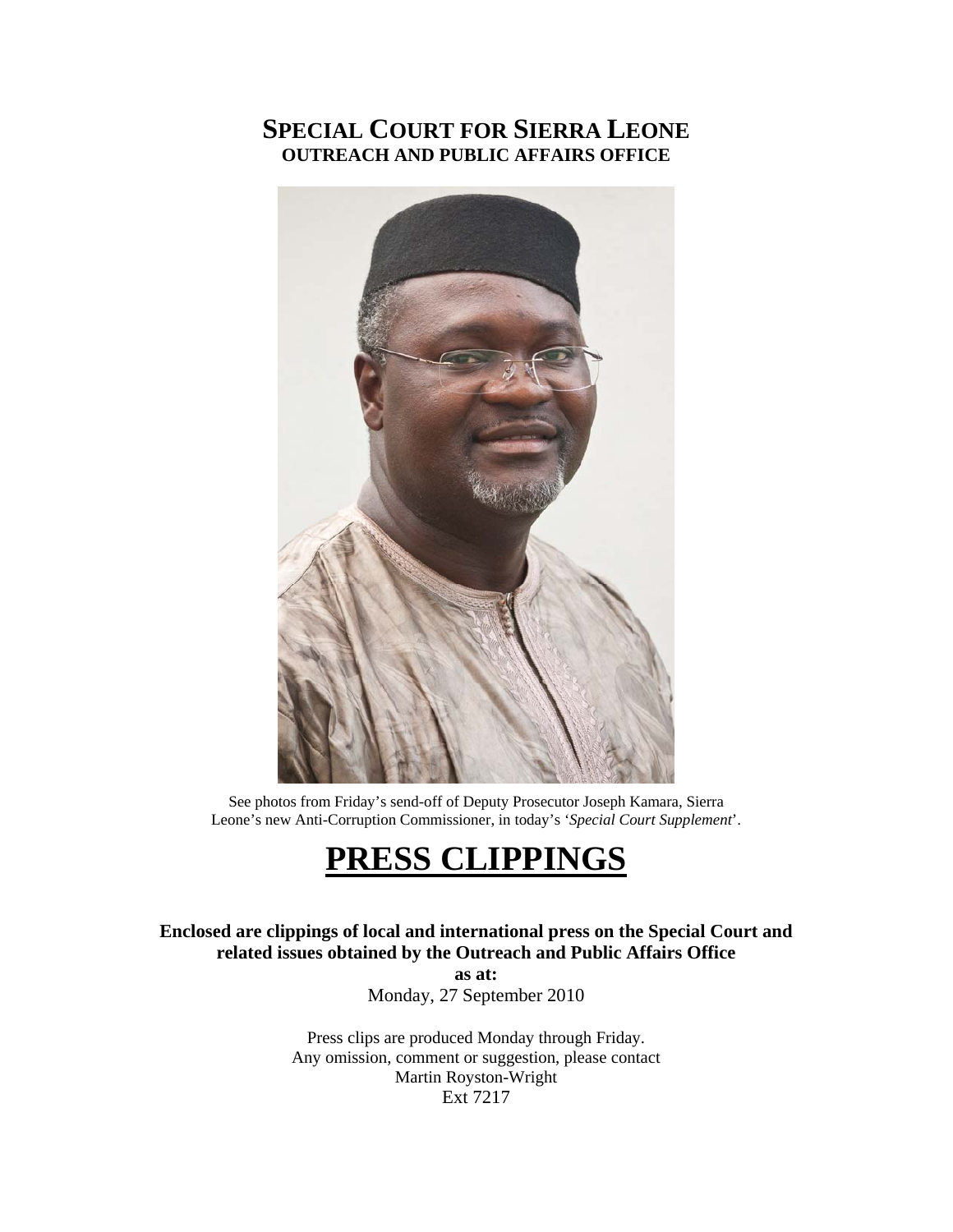# SPECIAL COURT FOR SIERRA LEONE
## OUTREACH AND PUBLIC AFFAIRS OFFICE

See photos from Friday's send-off of Deputy Prosecutor Joseph Kamara, Sierra Leone's new Anti-Corruption Commissioner, in today's '*Special Court Supplement*'.

# PRESS CLIPPINGS

**Enclosed are clippings of local and international press on the Special Court and related issues obtained by the Outreach and Public Affairs Office**

**as at:**

Monday, 27 September 2010

Press clips are produced Monday through Friday.
Any omission, comment or suggestion, please contact
Martin Royston-Wright
Ext 7217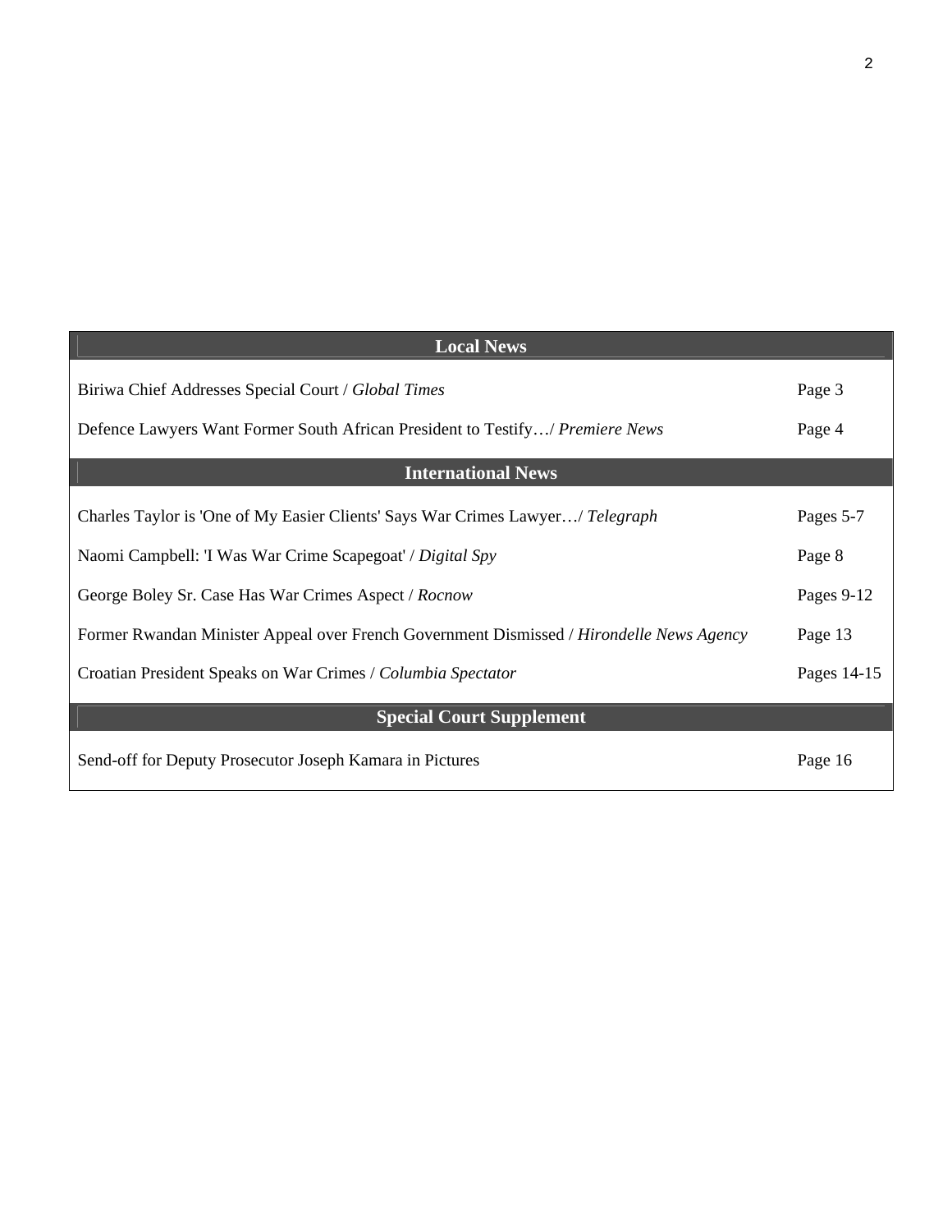## Local News

| | |
|---|---|
| Biriwa Chief Addresses Special Court / *Global Times* | Page 3 |
| Defence Lawyers Want Former South African President to Testify…/ *Premiere News* | Page 4 |

## International News

| | |
|---|---|
| Charles Taylor is 'One of My Easier Clients' Says War Crimes Lawyer…/ *Telegraph* | Pages 5-7 |
| Naomi Campbell: 'I Was War Crime Scapegoat' / *Digital Spy* | Page 8 |
| George Boley Sr. Case Has War Crimes Aspect / *Rocnow* | Pages 9-12 |
| Former Rwandan Minister Appeal over French Government Dismissed / *Hirondelle News Agency* | Page 13 |
| Croatian President Speaks on War Crimes / *Columbia Spectator* | Pages 14-15 |

## Special Court Supplement

| | |
|---|---|
| Send-off for Deputy Prosecutor Joseph Kamara in Pictures | Page 16 |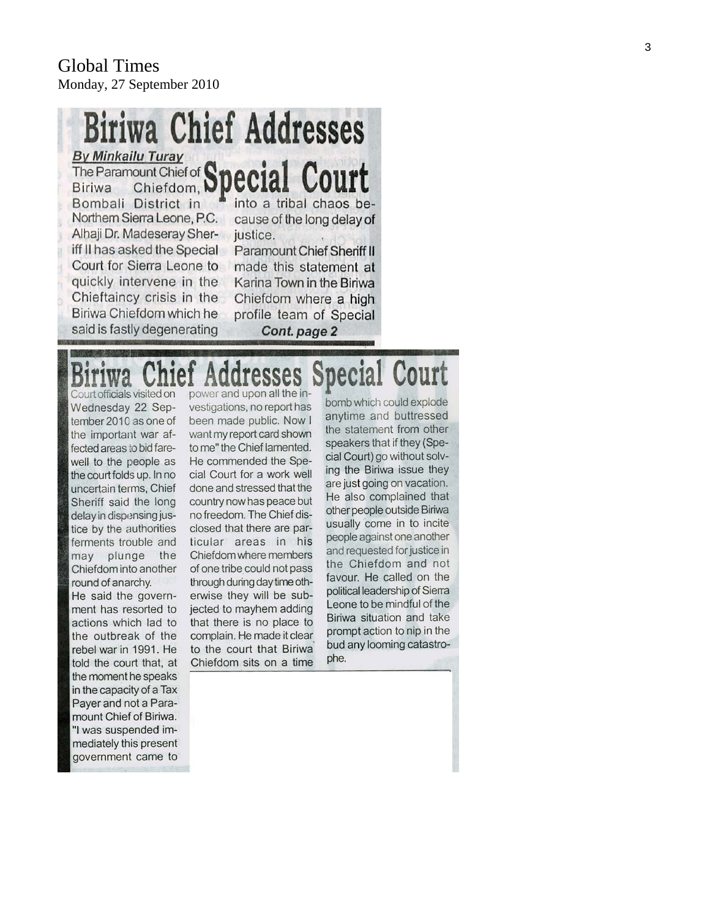Global Times
Monday, 27 September 2010

# Biriwa Chief Addresses Special Court

**By Minkailu Turay**

The Paramount Chief of Biriwa Chiefdom, Bombali District in Northern Sierra Leone, P.C. Alhaji Dr. Madeseray Sheriff II has asked the Special Court for Sierra Leone to quickly intervene in the Chieftaincy crisis in the Biriwa Chiefdom which he said is fastly degenerating into a tribal chaos because of the long delay of justice.

Paramount Chief Sheriff II made this statement at Karina Town in the Biriwa Chiefdom where a high profile team of Special

***Cont. page 2***

# Biriwa Chief Addresses Special Court

Court officials visited on Wednesday 22 September 2010 as one of the important war affected areas to bid farewell to the people as the court folds up. In no uncertain terms, Chief Sheriff said the long delay in dispensing justice by the authorities ferments trouble and may plunge the Chiefdom into another round of anarchy.

He said the government has resorted to actions which lad to the outbreak of the rebel war in 1991. He told the court that, at the moment he speaks in the capacity of a Tax Payer and not a Paramount Chief of Biriwa. "I was suspended immediately this present government came to power and upon all the investigations, no report has been made public. Now I want my report card shown to me" the Chief lamented. He commended the Special Court for a work well done and stressed that the country now has peace but no freedom. The Chief disclosed that there are particular areas in his Chiefdom where members of one tribe could not pass through during day time otherwise they will be subjected to mayhem adding that there is no place to complain. He made it clear to the court that Biriwa Chiefdom sits on a time bomb which could explode anytime and buttressed the statement from other speakers that if they (Special Court) go without solving the Biriwa issue they are just going on vacation. He also complained that other people outside Biriwa usually come in to incite people against one another and requested for justice in the Chiefdom and not favour. He called on the political leadership of Sierra Leone to be mindful of the Biriwa situation and take prompt action to nip in the bud any looming catastrophe.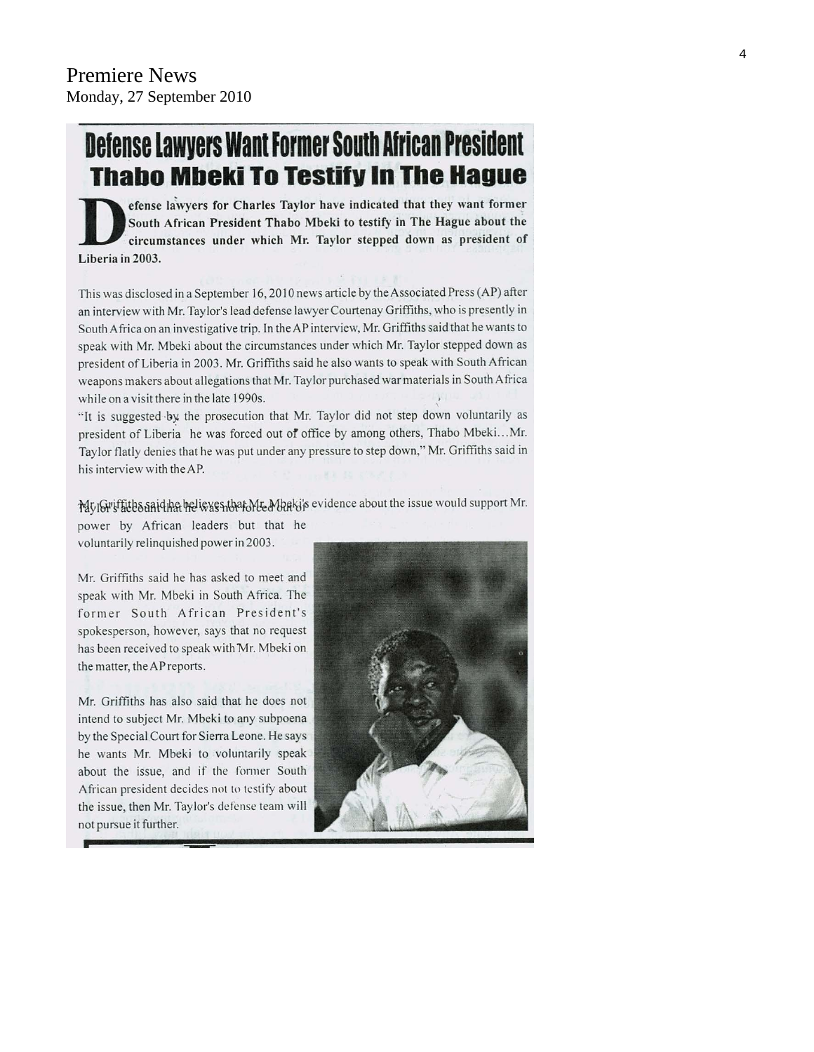Premiere News
Monday, 27 September 2010

# Defense Lawyers Want Former South African President Thabo Mbeki To Testify In The Hague

**Defense lawyers for Charles Taylor have indicated that they want former South African President Thabo Mbeki to testify in The Hague about the circumstances under which Mr. Taylor stepped down as president of Liberia in 2003.**

This was disclosed in a September 16, 2010 news article by the Associated Press (AP) after an interview with Mr. Taylor's lead defense lawyer Courtenay Griffiths, who is presently in South Africa on an investigative trip. In the AP interview, Mr. Griffiths said that he wants to speak with Mr. Mbeki about the circumstances under which Mr. Taylor stepped down as president of Liberia in 2003. Mr. Griffiths said he also wants to speak with South African weapons makers about allegations that Mr. Taylor purchased war materials in South Africa while on a visit there in the late 1990s.

"It is suggested by the prosecution that Mr. Taylor did not step down voluntarily as president of Liberia he was forced out of office by among others, Thabo Mbeki…Mr. Taylor flatly denies that he was put under any pressure to step down," Mr. Griffiths said in his interview with the AP.

Mr. Griffiths said he believes that Mr. Mbeki's evidence about the issue would support Mr. Taylor's account that he was not forced out of power by African leaders but that he voluntarily relinquished power in 2003.

Mr. Griffiths said he has asked to meet and speak with Mr. Mbeki in South Africa. The former South African President's spokesperson, however, says that no request has been received to speak with Mr. Mbeki on the matter, the AP reports.

Mr. Griffiths has also said that he does not intend to subject Mr. Mbeki to any subpoena by the Special Court for Sierra Leone. He says he wants Mr. Mbeki to voluntarily speak about the issue, and if the former South African president decides not to testify about the issue, then Mr. Taylor's defense team will not pursue it further.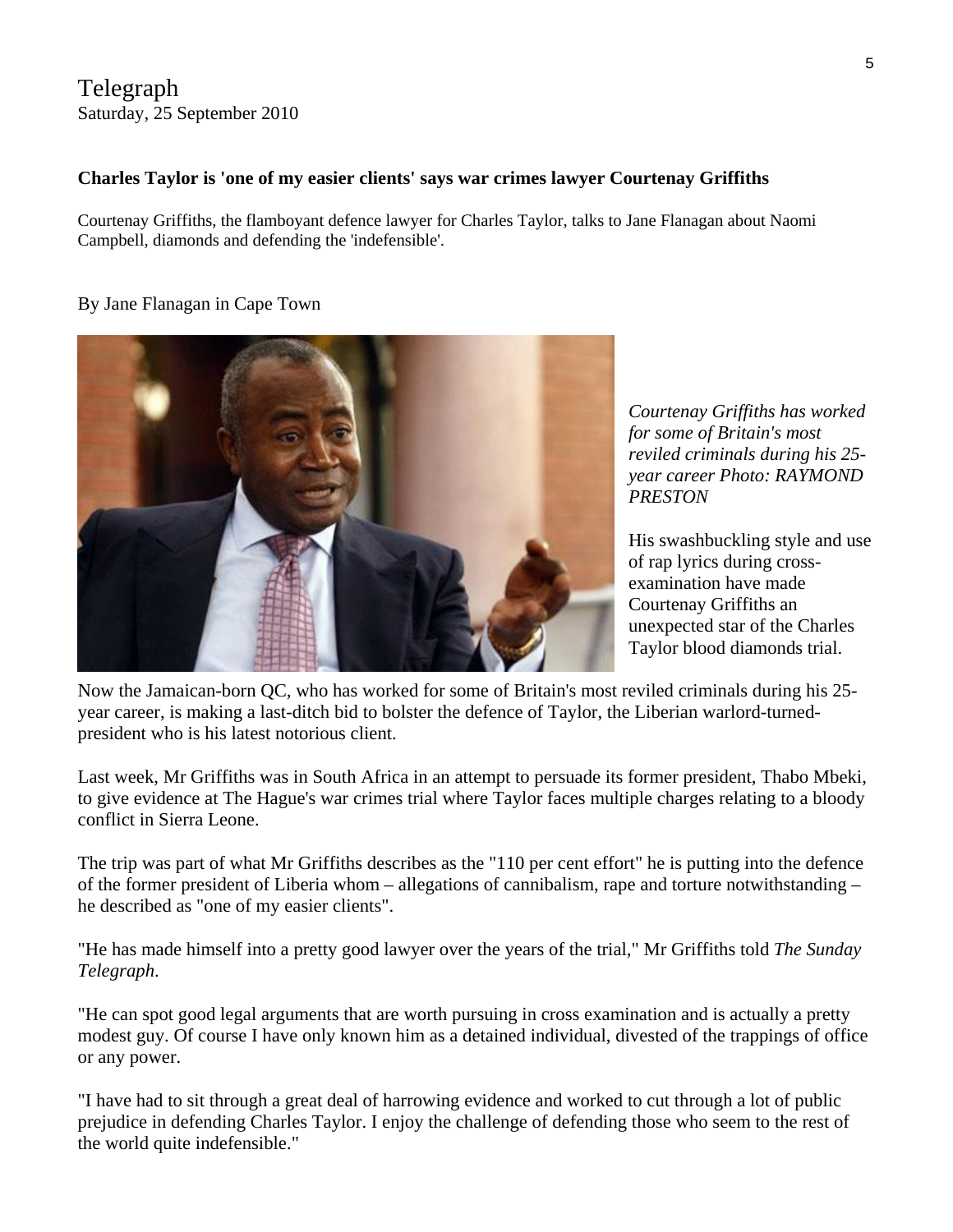Telegraph
Saturday, 25 September 2010

**Charles Taylor is 'one of my easier clients' says war crimes lawyer Courtenay Griffiths**

Courtenay Griffiths, the flamboyant defence lawyer for Charles Taylor, talks to Jane Flanagan about Naomi Campbell, diamonds and defending the 'indefensible'.

By Jane Flanagan in Cape Town

*Courtenay Griffiths has worked for some of Britain's most reviled criminals during his 25-year career Photo: RAYMOND PRESTON*

His swashbuckling style and use of rap lyrics during cross-examination have made Courtenay Griffiths an unexpected star of the Charles Taylor blood diamonds trial.

Now the Jamaican-born QC, who has worked for some of Britain's most reviled criminals during his 25-year career, is making a last-ditch bid to bolster the defence of Taylor, the Liberian warlord-turned-president who is his latest notorious client.

Last week, Mr Griffiths was in South Africa in an attempt to persuade its former president, Thabo Mbeki, to give evidence at The Hague's war crimes trial where Taylor faces multiple charges relating to a bloody conflict in Sierra Leone.

The trip was part of what Mr Griffiths describes as the "110 per cent effort" he is putting into the defence of the former president of Liberia whom – allegations of cannibalism, rape and torture notwithstanding – he described as "one of my easier clients".

"He has made himself into a pretty good lawyer over the years of the trial," Mr Griffiths told *The Sunday Telegraph*.

"He can spot good legal arguments that are worth pursuing in cross examination and is actually a pretty modest guy. Of course I have only known him as a detained individual, divested of the trappings of office or any power.

"I have had to sit through a great deal of harrowing evidence and worked to cut through a lot of public prejudice in defending Charles Taylor. I enjoy the challenge of defending those who seem to the rest of the world quite indefensible."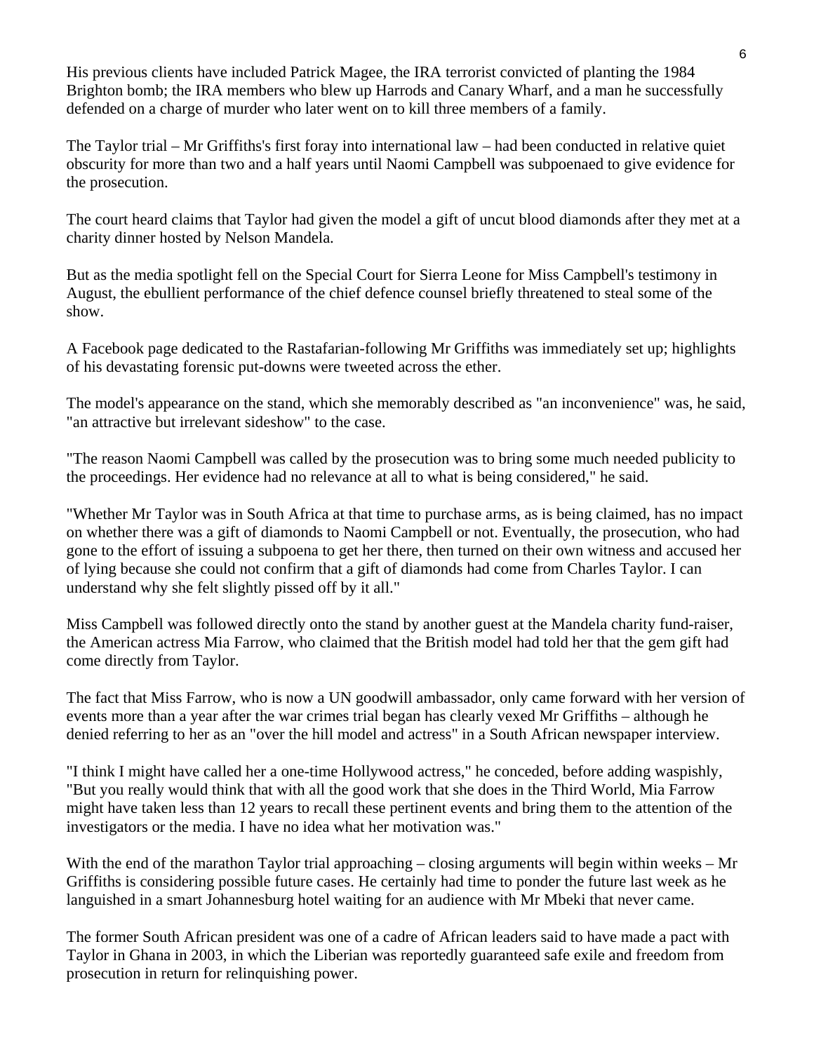His previous clients have included Patrick Magee, the IRA terrorist convicted of planting the 1984 Brighton bomb; the IRA members who blew up Harrods and Canary Wharf, and a man he successfully defended on a charge of murder who later went on to kill three members of a family.

The Taylor trial – Mr Griffiths's first foray into international law – had been conducted in relative quiet obscurity for more than two and a half years until Naomi Campbell was subpoenaed to give evidence for the prosecution.

The court heard claims that Taylor had given the model a gift of uncut blood diamonds after they met at a charity dinner hosted by Nelson Mandela.

But as the media spotlight fell on the Special Court for Sierra Leone for Miss Campbell's testimony in August, the ebullient performance of the chief defence counsel briefly threatened to steal some of the show.

A Facebook page dedicated to the Rastafarian-following Mr Griffiths was immediately set up; highlights of his devastating forensic put-downs were tweeted across the ether.

The model's appearance on the stand, which she memorably described as "an inconvenience" was, he said, "an attractive but irrelevant sideshow" to the case.

"The reason Naomi Campbell was called by the prosecution was to bring some much needed publicity to the proceedings. Her evidence had no relevance at all to what is being considered," he said.

"Whether Mr Taylor was in South Africa at that time to purchase arms, as is being claimed, has no impact on whether there was a gift of diamonds to Naomi Campbell or not. Eventually, the prosecution, who had gone to the effort of issuing a subpoena to get her there, then turned on their own witness and accused her of lying because she could not confirm that a gift of diamonds had come from Charles Taylor. I can understand why she felt slightly pissed off by it all."

Miss Campbell was followed directly onto the stand by another guest at the Mandela charity fund-raiser, the American actress Mia Farrow, who claimed that the British model had told her that the gem gift had come directly from Taylor.

The fact that Miss Farrow, who is now a UN goodwill ambassador, only came forward with her version of events more than a year after the war crimes trial began has clearly vexed Mr Griffiths – although he denied referring to her as an "over the hill model and actress" in a South African newspaper interview.

"I think I might have called her a one-time Hollywood actress," he conceded, before adding waspishly, "But you really would think that with all the good work that she does in the Third World, Mia Farrow might have taken less than 12 years to recall these pertinent events and bring them to the attention of the investigators or the media. I have no idea what her motivation was."

With the end of the marathon Taylor trial approaching – closing arguments will begin within weeks – Mr Griffiths is considering possible future cases. He certainly had time to ponder the future last week as he languished in a smart Johannesburg hotel waiting for an audience with Mr Mbeki that never came.

The former South African president was one of a cadre of African leaders said to have made a pact with Taylor in Ghana in 2003, in which the Liberian was reportedly guaranteed safe exile and freedom from prosecution in return for relinquishing power.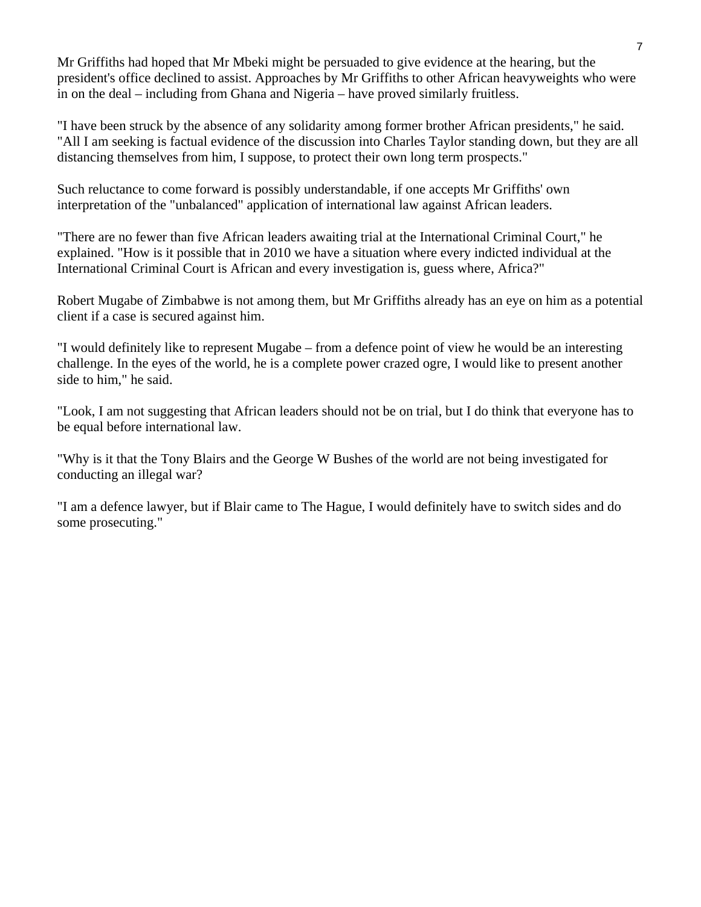Mr Griffiths had hoped that Mr Mbeki might be persuaded to give evidence at the hearing, but the president's office declined to assist. Approaches by Mr Griffiths to other African heavyweights who were in on the deal – including from Ghana and Nigeria – have proved similarly fruitless.

"I have been struck by the absence of any solidarity among former brother African presidents," he said. "All I am seeking is factual evidence of the discussion into Charles Taylor standing down, but they are all distancing themselves from him, I suppose, to protect their own long term prospects."

Such reluctance to come forward is possibly understandable, if one accepts Mr Griffiths' own interpretation of the "unbalanced" application of international law against African leaders.

"There are no fewer than five African leaders awaiting trial at the International Criminal Court," he explained. "How is it possible that in 2010 we have a situation where every indicted individual at the International Criminal Court is African and every investigation is, guess where, Africa?"

Robert Mugabe of Zimbabwe is not among them, but Mr Griffiths already has an eye on him as a potential client if a case is secured against him.

"I would definitely like to represent Mugabe – from a defence point of view he would be an interesting challenge. In the eyes of the world, he is a complete power crazed ogre, I would like to present another side to him," he said.

"Look, I am not suggesting that African leaders should not be on trial, but I do think that everyone has to be equal before international law.

"Why is it that the Tony Blairs and the George W Bushes of the world are not being investigated for conducting an illegal war?

"I am a defence lawyer, but if Blair came to The Hague, I would definitely have to switch sides and do some prosecuting."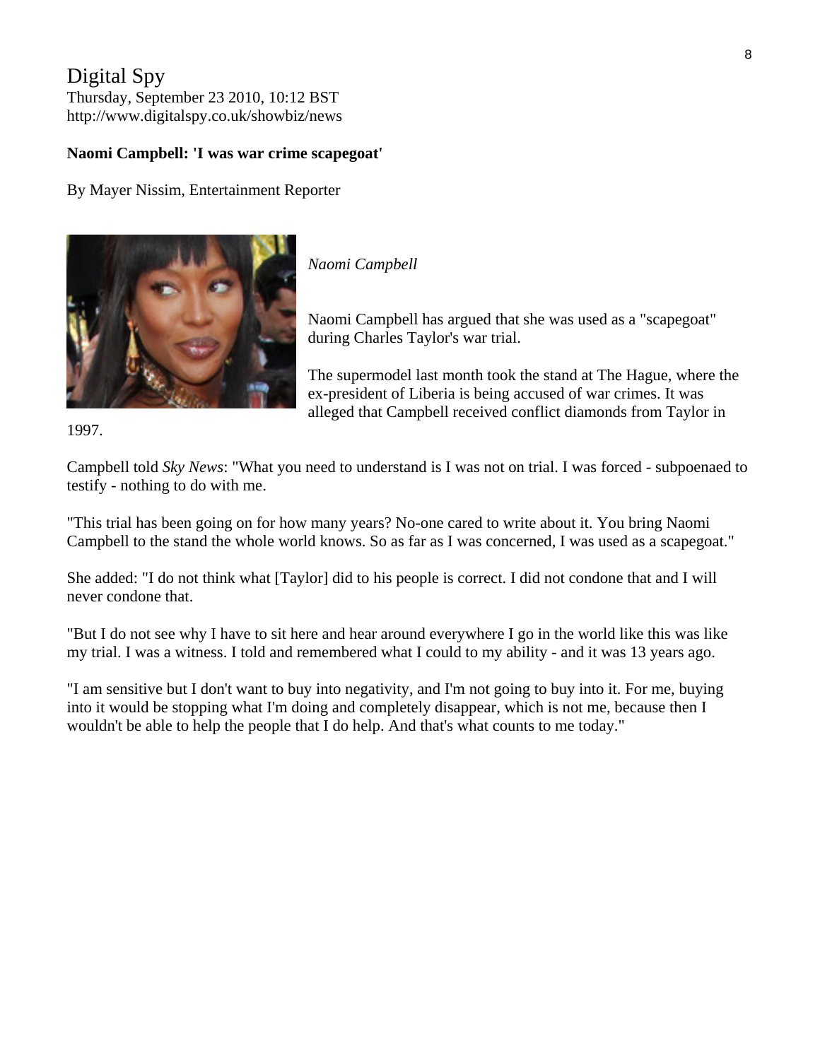Digital Spy
Thursday, September 23 2010, 10:12 BST
http://www.digitalspy.co.uk/showbiz/news

**Naomi Campbell: 'I was war crime scapegoat'**

By Mayer Nissim, Entertainment Reporter

*Naomi Campbell*

Naomi Campbell has argued that she was used as a "scapegoat" during Charles Taylor's war trial.

The supermodel last month took the stand at The Hague, where the ex-president of Liberia is being accused of war crimes. It was alleged that Campbell received conflict diamonds from Taylor in 1997.

Campbell told *Sky News*: "What you need to understand is I was not on trial. I was forced - subpoenaed to testify - nothing to do with me.

"This trial has been going on for how many years? No-one cared to write about it. You bring Naomi Campbell to the stand the whole world knows. So as far as I was concerned, I was used as a scapegoat."

She added: "I do not think what [Taylor] did to his people is correct. I did not condone that and I will never condone that.

"But I do not see why I have to sit here and hear around everywhere I go in the world like this was like my trial. I was a witness. I told and remembered what I could to my ability - and it was 13 years ago.

"I am sensitive but I don't want to buy into negativity, and I'm not going to buy into it. For me, buying into it would be stopping what I'm doing and completely disappear, which is not me, because then I wouldn't be able to help the people that I do help. And that's what counts to me today."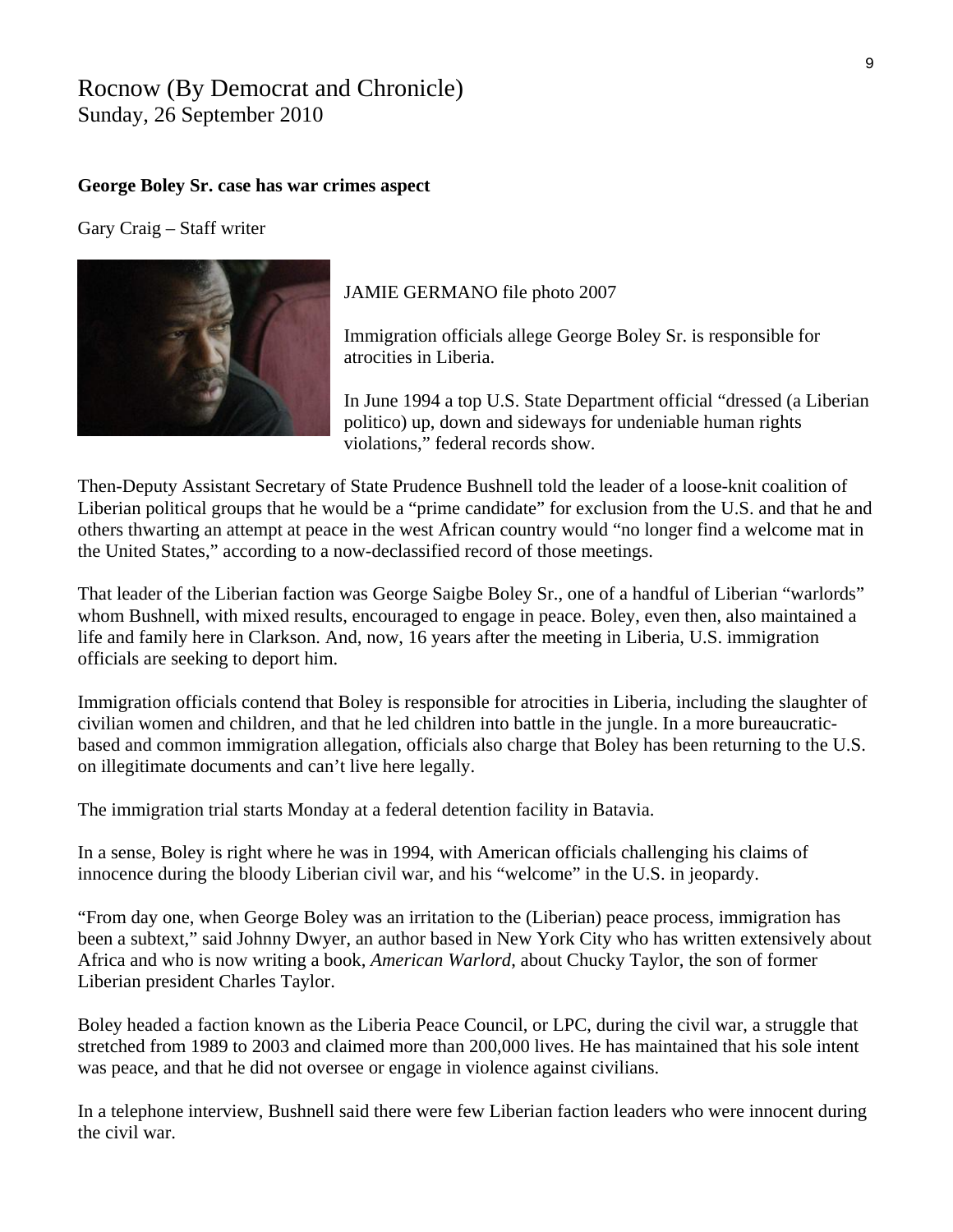Rocnow (By Democrat and Chronicle)
Sunday, 26 September 2010

**George Boley Sr. case has war crimes aspect**

Gary Craig – Staff writer

JAMIE GERMANO file photo 2007

Immigration officials allege George Boley Sr. is responsible for atrocities in Liberia.

In June 1994 a top U.S. State Department official "dressed (a Liberian politico) up, down and sideways for undeniable human rights violations," federal records show.

Then-Deputy Assistant Secretary of State Prudence Bushnell told the leader of a loose-knit coalition of Liberian political groups that he would be a "prime candidate" for exclusion from the U.S. and that he and others thwarting an attempt at peace in the west African country would "no longer find a welcome mat in the United States," according to a now-declassified record of those meetings.

That leader of the Liberian faction was George Saigbe Boley Sr., one of a handful of Liberian "warlords" whom Bushnell, with mixed results, encouraged to engage in peace. Boley, even then, also maintained a life and family here in Clarkson. And, now, 16 years after the meeting in Liberia, U.S. immigration officials are seeking to deport him.

Immigration officials contend that Boley is responsible for atrocities in Liberia, including the slaughter of civilian women and children, and that he led children into battle in the jungle. In a more bureaucratic-based and common immigration allegation, officials also charge that Boley has been returning to the U.S. on illegitimate documents and can't live here legally.

The immigration trial starts Monday at a federal detention facility in Batavia.

In a sense, Boley is right where he was in 1994, with American officials challenging his claims of innocence during the bloody Liberian civil war, and his "welcome" in the U.S. in jeopardy.

"From day one, when George Boley was an irritation to the (Liberian) peace process, immigration has been a subtext," said Johnny Dwyer, an author based in New York City who has written extensively about Africa and who is now writing a book, *American Warlord*, about Chucky Taylor, the son of former Liberian president Charles Taylor.

Boley headed a faction known as the Liberia Peace Council, or LPC, during the civil war, a struggle that stretched from 1989 to 2003 and claimed more than 200,000 lives. He has maintained that his sole intent was peace, and that he did not oversee or engage in violence against civilians.

In a telephone interview, Bushnell said there were few Liberian faction leaders who were innocent during the civil war.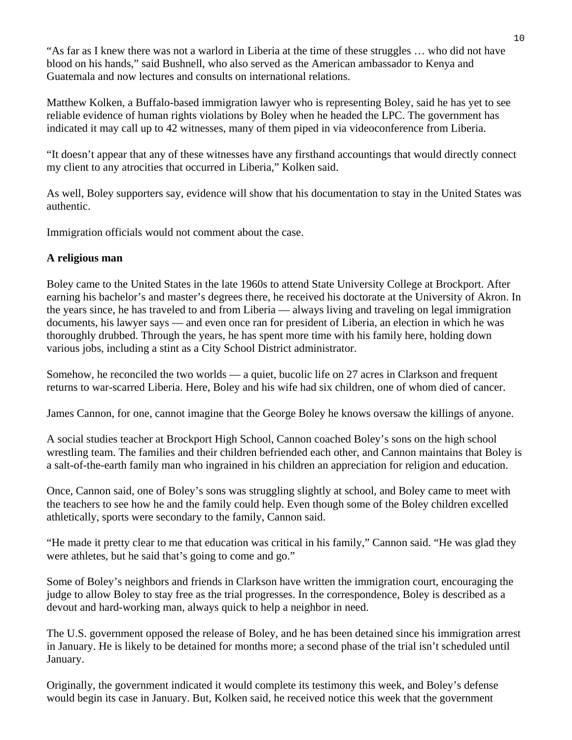"As far as I knew there was not a warlord in Liberia at the time of these struggles … who did not have blood on his hands," said Bushnell, who also served as the American ambassador to Kenya and Guatemala and now lectures and consults on international relations.

Matthew Kolken, a Buffalo-based immigration lawyer who is representing Boley, said he has yet to see reliable evidence of human rights violations by Boley when he headed the LPC. The government has indicated it may call up to 42 witnesses, many of them piped in via videoconference from Liberia.

"It doesn't appear that any of these witnesses have any firsthand accountings that would directly connect my client to any atrocities that occurred in Liberia," Kolken said.

As well, Boley supporters say, evidence will show that his documentation to stay in the United States was authentic.

Immigration officials would not comment about the case.

**A religious man**

Boley came to the United States in the late 1960s to attend State University College at Brockport. After earning his bachelor's and master's degrees there, he received his doctorate at the University of Akron. In the years since, he has traveled to and from Liberia — always living and traveling on legal immigration documents, his lawyer says — and even once ran for president of Liberia, an election in which he was thoroughly drubbed. Through the years, he has spent more time with his family here, holding down various jobs, including a stint as a City School District administrator.

Somehow, he reconciled the two worlds — a quiet, bucolic life on 27 acres in Clarkson and frequent returns to war-scarred Liberia. Here, Boley and his wife had six children, one of whom died of cancer.

James Cannon, for one, cannot imagine that the George Boley he knows oversaw the killings of anyone.

A social studies teacher at Brockport High School, Cannon coached Boley's sons on the high school wrestling team. The families and their children befriended each other, and Cannon maintains that Boley is a salt-of-the-earth family man who ingrained in his children an appreciation for religion and education.

Once, Cannon said, one of Boley's sons was struggling slightly at school, and Boley came to meet with the teachers to see how he and the family could help. Even though some of the Boley children excelled athletically, sports were secondary to the family, Cannon said.

"He made it pretty clear to me that education was critical in his family," Cannon said. "He was glad they were athletes, but he said that's going to come and go."

Some of Boley's neighbors and friends in Clarkson have written the immigration court, encouraging the judge to allow Boley to stay free as the trial progresses. In the correspondence, Boley is described as a devout and hard-working man, always quick to help a neighbor in need.

The U.S. government opposed the release of Boley, and he has been detained since his immigration arrest in January. He is likely to be detained for months more; a second phase of the trial isn't scheduled until January.

Originally, the government indicated it would complete its testimony this week, and Boley's defense would begin its case in January. But, Kolken said, he received notice this week that the government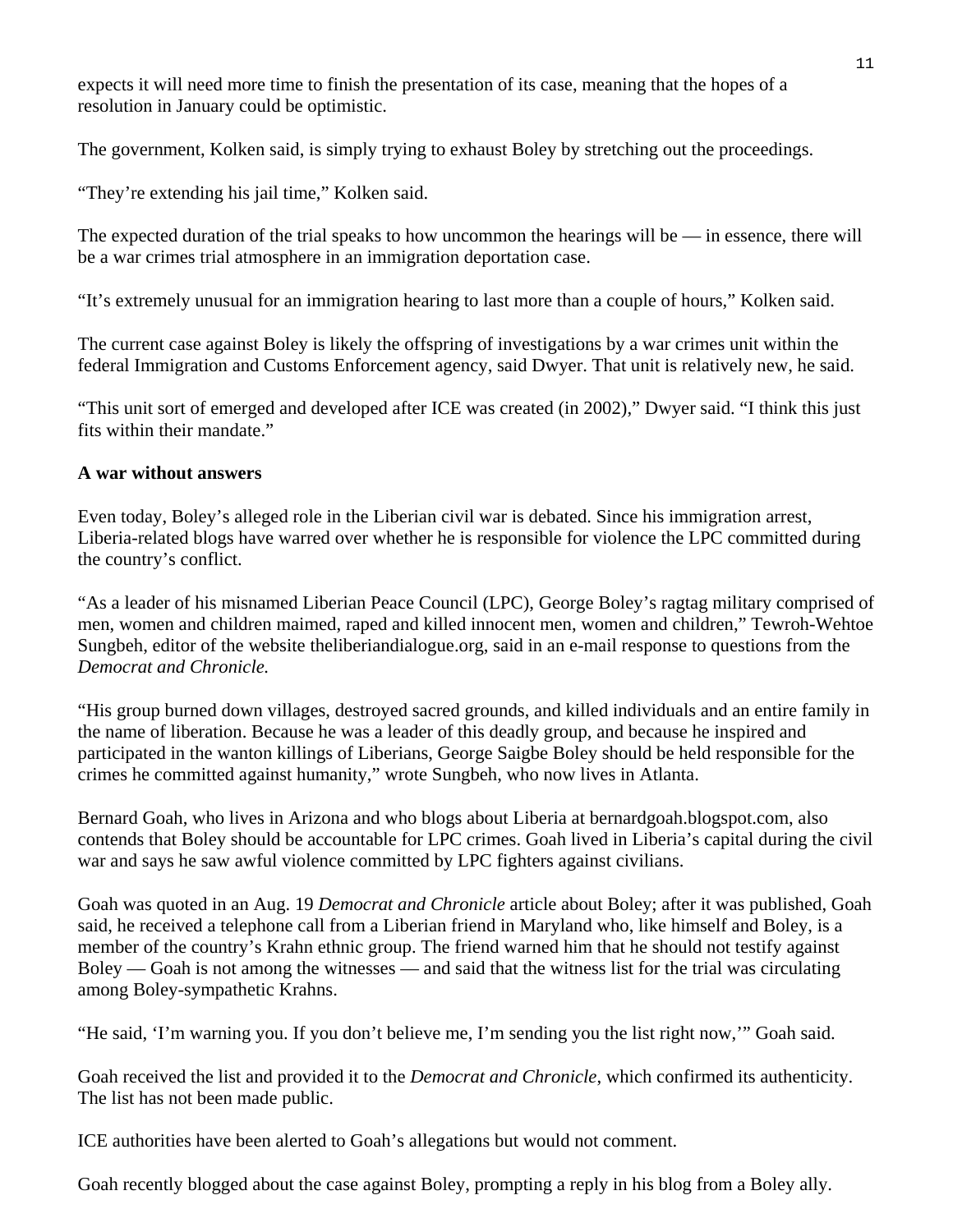expects it will need more time to finish the presentation of its case, meaning that the hopes of a resolution in January could be optimistic.

The government, Kolken said, is simply trying to exhaust Boley by stretching out the proceedings.

"They're extending his jail time," Kolken said.

The expected duration of the trial speaks to how uncommon the hearings will be — in essence, there will be a war crimes trial atmosphere in an immigration deportation case.

"It's extremely unusual for an immigration hearing to last more than a couple of hours," Kolken said.

The current case against Boley is likely the offspring of investigations by a war crimes unit within the federal Immigration and Customs Enforcement agency, said Dwyer. That unit is relatively new, he said.

"This unit sort of emerged and developed after ICE was created (in 2002)," Dwyer said. "I think this just fits within their mandate."

**A war without answers**

Even today, Boley's alleged role in the Liberian civil war is debated. Since his immigration arrest, Liberia-related blogs have warred over whether he is responsible for violence the LPC committed during the country's conflict.

"As a leader of his misnamed Liberian Peace Council (LPC), George Boley's ragtag military comprised of men, women and children maimed, raped and killed innocent men, women and children," Tewroh-Wehtoe Sungbeh, editor of the website theliberiandialogue.org, said in an e-mail response to questions from the *Democrat and Chronicle.*

"His group burned down villages, destroyed sacred grounds, and killed individuals and an entire family in the name of liberation. Because he was a leader of this deadly group, and because he inspired and participated in the wanton killings of Liberians, George Saigbe Boley should be held responsible for the crimes he committed against humanity," wrote Sungbeh, who now lives in Atlanta.

Bernard Goah, who lives in Arizona and who blogs about Liberia at bernardgoah.blogspot.com, also contends that Boley should be accountable for LPC crimes. Goah lived in Liberia's capital during the civil war and says he saw awful violence committed by LPC fighters against civilians.

Goah was quoted in an Aug. 19 *Democrat and Chronicle* article about Boley; after it was published, Goah said, he received a telephone call from a Liberian friend in Maryland who, like himself and Boley, is a member of the country's Krahn ethnic group. The friend warned him that he should not testify against Boley — Goah is not among the witnesses — and said that the witness list for the trial was circulating among Boley-sympathetic Krahns.

"He said, 'I'm warning you. If you don't believe me, I'm sending you the list right now,'" Goah said.

Goah received the list and provided it to the *Democrat and Chronicle*, which confirmed its authenticity. The list has not been made public.

ICE authorities have been alerted to Goah's allegations but would not comment.

Goah recently blogged about the case against Boley, prompting a reply in his blog from a Boley ally.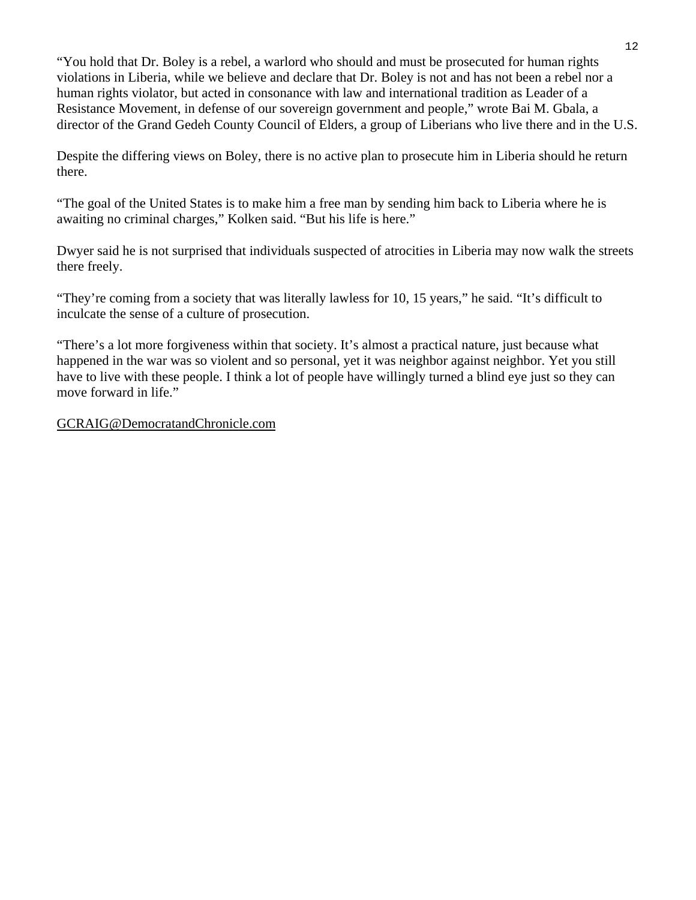"You hold that Dr. Boley is a rebel, a warlord who should and must be prosecuted for human rights violations in Liberia, while we believe and declare that Dr. Boley is not and has not been a rebel nor a human rights violator, but acted in consonance with law and international tradition as Leader of a Resistance Movement, in defense of our sovereign government and people," wrote Bai M. Gbala, a director of the Grand Gedeh County Council of Elders, a group of Liberians who live there and in the U.S.

Despite the differing views on Boley, there is no active plan to prosecute him in Liberia should he return there.

"The goal of the United States is to make him a free man by sending him back to Liberia where he is awaiting no criminal charges," Kolken said. "But his life is here."

Dwyer said he is not surprised that individuals suspected of atrocities in Liberia may now walk the streets there freely.

"They're coming from a society that was literally lawless for 10, 15 years," he said. "It's difficult to inculcate the sense of a culture of prosecution.

"There's a lot more forgiveness within that society. It's almost a practical nature, just because what happened in the war was so violent and so personal, yet it was neighbor against neighbor. Yet you still have to live with these people. I think a lot of people have willingly turned a blind eye just so they can move forward in life."

GCRAIG@DemocratandChronicle.com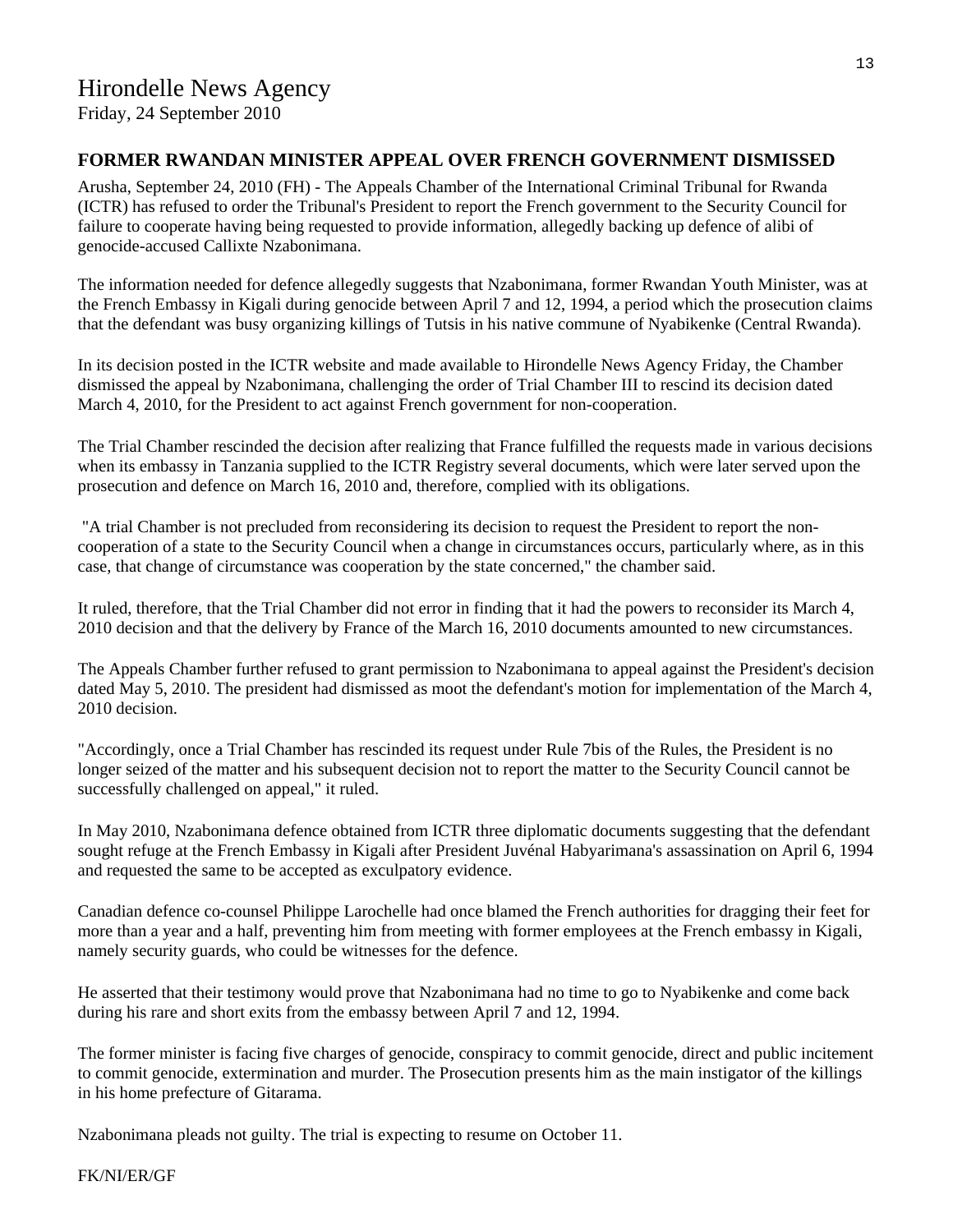Hirondelle News Agency

Friday, 24 September 2010

## FORMER RWANDAN MINISTER APPEAL OVER FRENCH GOVERNMENT DISMISSED

Arusha, September 24, 2010 (FH) - The Appeals Chamber of the International Criminal Tribunal for Rwanda (ICTR) has refused to order the Tribunal's President to report the French government to the Security Council for failure to cooperate having being requested to provide information, allegedly backing up defence of alibi of genocide-accused Callixte Nzabonimana.

The information needed for defence allegedly suggests that Nzabonimana, former Rwandan Youth Minister, was at the French Embassy in Kigali during genocide between April 7 and 12, 1994, a period which the prosecution claims that the defendant was busy organizing killings of Tutsis in his native commune of Nyabikenke (Central Rwanda).

In its decision posted in the ICTR website and made available to Hirondelle News Agency Friday, the Chamber dismissed the appeal by Nzabonimana, challenging the order of Trial Chamber III to rescind its decision dated March 4, 2010, for the President to act against French government for non-cooperation.

The Trial Chamber rescinded the decision after realizing that France fulfilled the requests made in various decisions when its embassy in Tanzania supplied to the ICTR Registry several documents, which were later served upon the prosecution and defence on March 16, 2010 and, therefore, complied with its obligations.

"A trial Chamber is not precluded from reconsidering its decision to request the President to report the non-cooperation of a state to the Security Council when a change in circumstances occurs, particularly where, as in this case, that change of circumstance was cooperation by the state concerned," the chamber said.

It ruled, therefore, that the Trial Chamber did not error in finding that it had the powers to reconsider its March 4, 2010 decision and that the delivery by France of the March 16, 2010 documents amounted to new circumstances.

The Appeals Chamber further refused to grant permission to Nzabonimana to appeal against the President's decision dated May 5, 2010. The president had dismissed as moot the defendant's motion for implementation of the March 4, 2010 decision.

"Accordingly, once a Trial Chamber has rescinded its request under Rule 7bis of the Rules, the President is no longer seized of the matter and his subsequent decision not to report the matter to the Security Council cannot be successfully challenged on appeal," it ruled.

In May 2010, Nzabonimana defence obtained from ICTR three diplomatic documents suggesting that the defendant sought refuge at the French Embassy in Kigali after President Juvénal Habyarimana's assassination on April 6, 1994 and requested the same to be accepted as exculpatory evidence.

Canadian defence co-counsel Philippe Larochelle had once blamed the French authorities for dragging their feet for more than a year and a half, preventing him from meeting with former employees at the French embassy in Kigali, namely security guards, who could be witnesses for the defence.

He asserted that their testimony would prove that Nzabonimana had no time to go to Nyabikenke and come back during his rare and short exits from the embassy between April 7 and 12, 1994.

The former minister is facing five charges of genocide, conspiracy to commit genocide, direct and public incitement to commit genocide, extermination and murder. The Prosecution presents him as the main instigator of the killings in his home prefecture of Gitarama.

Nzabonimana pleads not guilty. The trial is expecting to resume on October 11.

FK/NI/ER/GF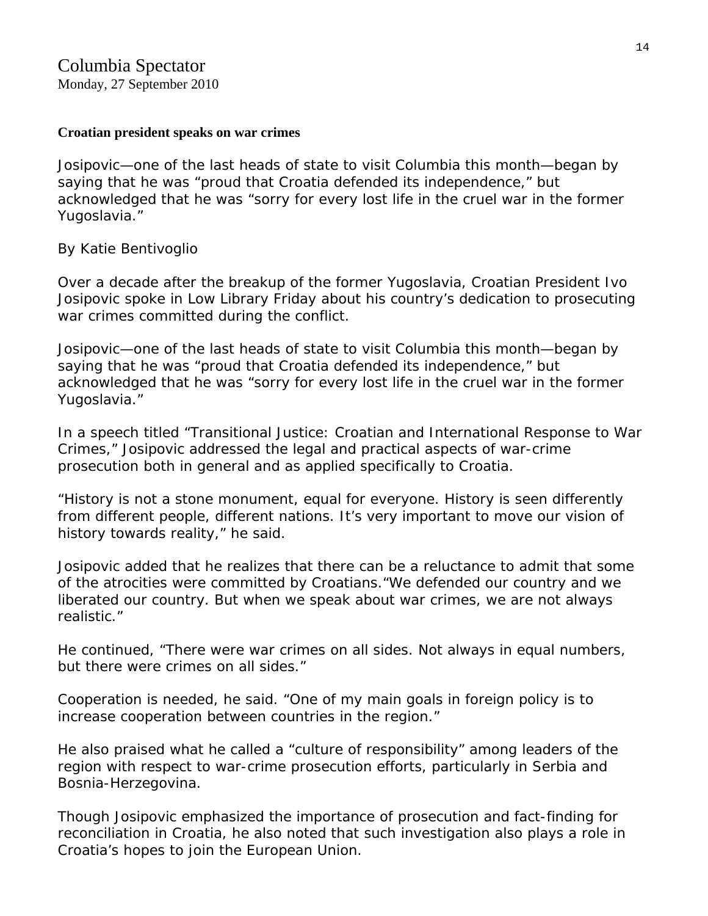Columbia Spectator
Monday, 27 September 2010

**Croatian president speaks on war crimes**

Josipovic—one of the last heads of state to visit Columbia this month—began by saying that he was "proud that Croatia defended its independence," but acknowledged that he was "sorry for every lost life in the cruel war in the former Yugoslavia."

By Katie Bentivoglio

Over a decade after the breakup of the former Yugoslavia, Croatian President Ivo Josipovic spoke in Low Library Friday about his country's dedication to prosecuting war crimes committed during the conflict.

Josipovic—one of the last heads of state to visit Columbia this month—began by saying that he was "proud that Croatia defended its independence," but acknowledged that he was "sorry for every lost life in the cruel war in the former Yugoslavia."

In a speech titled "Transitional Justice: Croatian and International Response to War Crimes," Josipovic addressed the legal and practical aspects of war-crime prosecution both in general and as applied specifically to Croatia.

"History is not a stone monument, equal for everyone. History is seen differently from different people, different nations. It's very important to move our vision of history towards reality," he said.

Josipovic added that he realizes that there can be a reluctance to admit that some of the atrocities were committed by Croatians."We defended our country and we liberated our country. But when we speak about war crimes, we are not always realistic."

He continued, "There were war crimes on all sides. Not always in equal numbers, but there were crimes on all sides."

Cooperation is needed, he said. "One of my main goals in foreign policy is to increase cooperation between countries in the region."

He also praised what he called a "culture of responsibility" among leaders of the region with respect to war-crime prosecution efforts, particularly in Serbia and Bosnia-Herzegovina.

Though Josipovic emphasized the importance of prosecution and fact-finding for reconciliation in Croatia, he also noted that such investigation also plays a role in Croatia's hopes to join the European Union.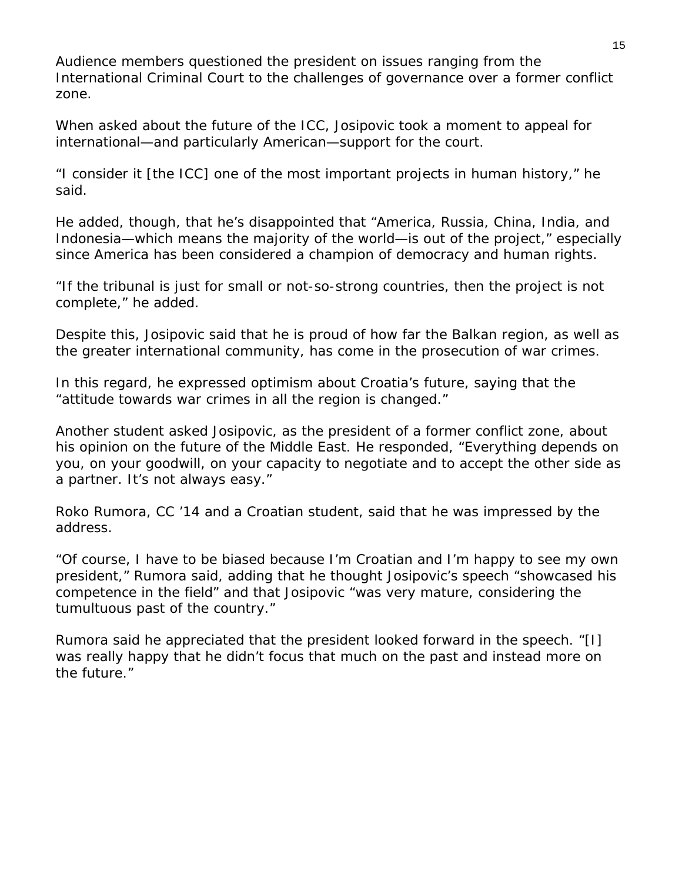Audience members questioned the president on issues ranging from the International Criminal Court to the challenges of governance over a former conflict zone.

When asked about the future of the ICC, Josipovic took a moment to appeal for international—and particularly American—support for the court.

"I consider it [the ICC] one of the most important projects in human history," he said.

He added, though, that he's disappointed that "America, Russia, China, India, and Indonesia—which means the majority of the world—is out of the project," especially since America has been considered a champion of democracy and human rights.

"If the tribunal is just for small or not-so-strong countries, then the project is not complete," he added.

Despite this, Josipovic said that he is proud of how far the Balkan region, as well as the greater international community, has come in the prosecution of war crimes.

In this regard, he expressed optimism about Croatia's future, saying that the "attitude towards war crimes in all the region is changed."

Another student asked Josipovic, as the president of a former conflict zone, about his opinion on the future of the Middle East. He responded, "Everything depends on you, on your goodwill, on your capacity to negotiate and to accept the other side as a partner. It's not always easy."

Roko Rumora, CC '14 and a Croatian student, said that he was impressed by the address.

"Of course, I have to be biased because I'm Croatian and I'm happy to see my own president," Rumora said, adding that he thought Josipovic's speech "showcased his competence in the field" and that Josipovic "was very mature, considering the tumultuous past of the country."

Rumora said he appreciated that the president looked forward in the speech. "[I] was really happy that he didn't focus that much on the past and instead more on the future."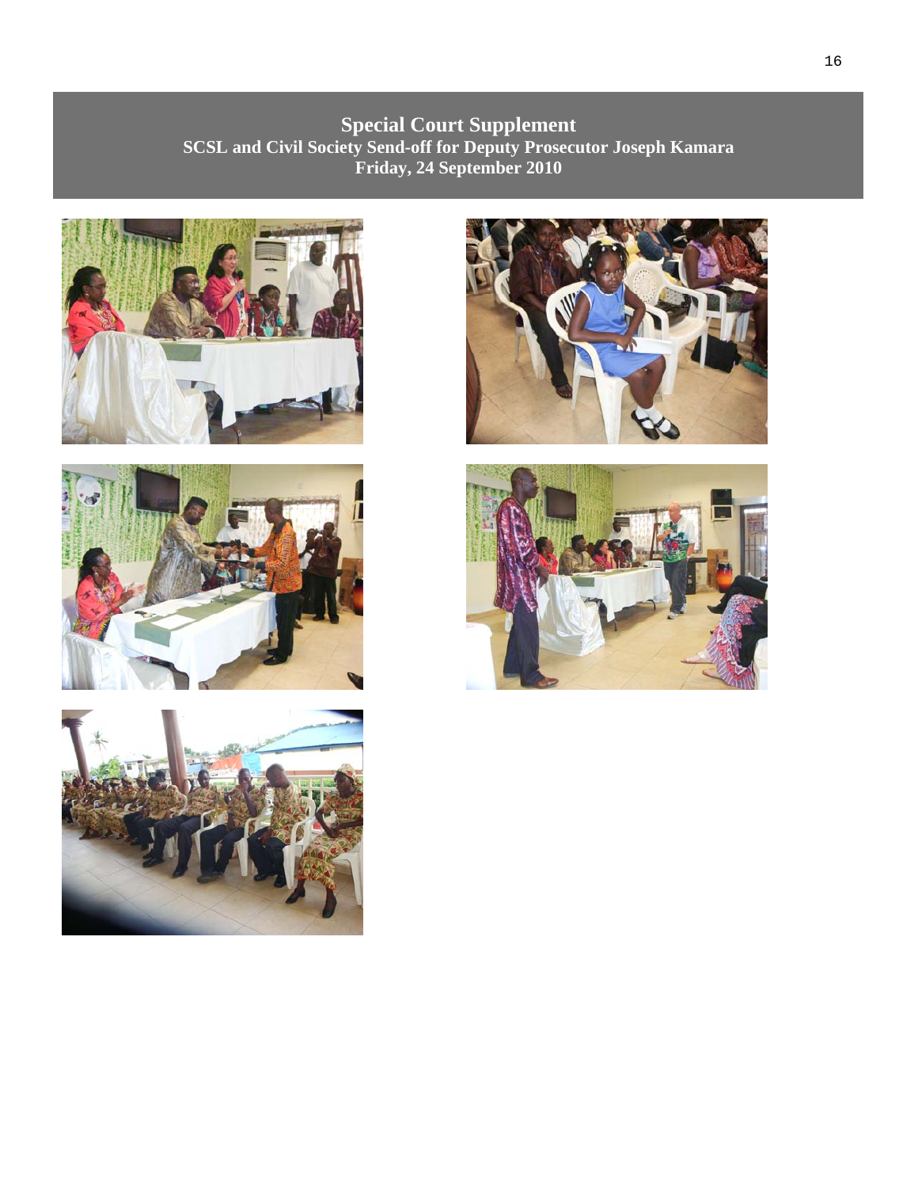# Special Court Supplement

## SCSL and Civil Society Send-off for Deputy Prosecutor Joseph Kamara

### Friday, 24 September 2010